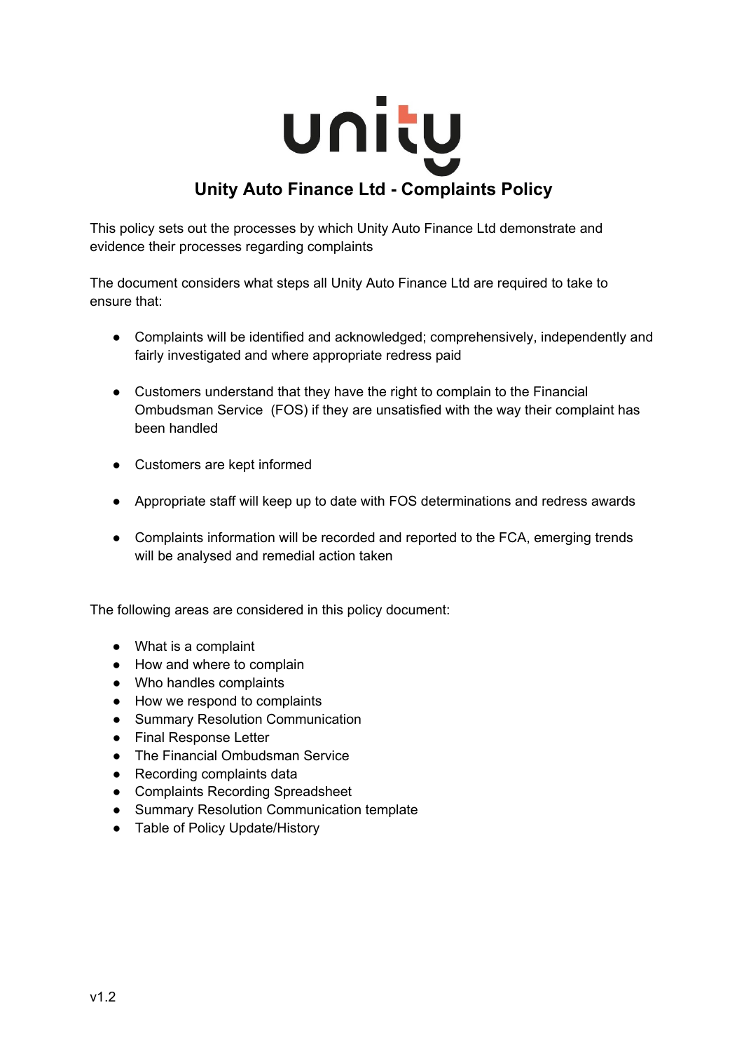# Unity Auto Finance Ltd - Complaints Policy

This policy sets out the processes by which Unity Auto Finance Ltd demonstrate and evidence their processes regarding complaints

The document considers what steps all Unity Auto Finance Ltd are required to take to ensure that:

- Complaints will be identified and acknowledged; comprehensively, independently and fairly investigated and where appropriate redress paid
- Customers understand that they have the right to complain to the Financial Ombudsman Service (FOS) if they are unsatisfied with the way their complaint has been handled
- Customers are kept informed
- Appropriate staff will keep up to date with FOS determinations and redress awards
- Complaints information will be recorded and reported to the FCA, emerging trends will be analysed and remedial action taken

The following areas are considered in this policy document:

- What is a complaint
- How and where to complain
- Who handles complaints
- How we respond to complaints
- Summary Resolution Communication
- Final Response Letter
- The Financial Ombudsman Service
- Recording complaints data
- Complaints Recording Spreadsheet
- Summary Resolution Communication template
- Table of Policy Update/History

v1.2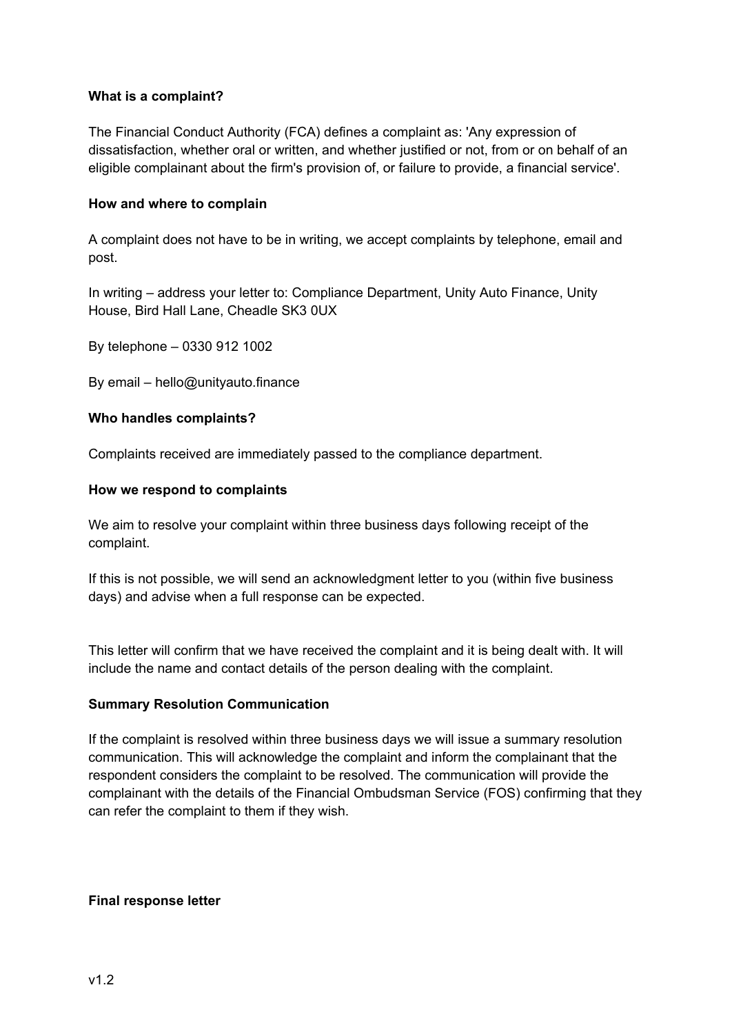**What is a complaint?**

The Financial Conduct Authority (FCA) defines a complaint as: 'Any expression of dissatisfaction, whether oral or written, and whether justified or not, from or on behalf of an eligible complainant about the firm's provision of, or failure to provide, a financial service'.

**How and where to complain**

A complaint does not have to be in writing, we accept complaints by telephone, email and post.

In writing – address your letter to: Compliance Department, Unity Auto Finance, Unity House, Bird Hall Lane, Cheadle SK3 0UX

By telephone – 0330 912 1002

By email – hello@unityauto.finance

**Who handles complaints?**

Complaints received are immediately passed to the compliance department.

**How we respond to complaints**

We aim to resolve your complaint within three business days following receipt of the complaint.

If this is not possible, we will send an acknowledgment letter to you (within five business days) and advise when a full response can be expected.

This letter will confirm that we have received the complaint and it is being dealt with. It will include the name and contact details of the person dealing with the complaint.

**Summary Resolution Communication**

If the complaint is resolved within three business days we will issue a summary resolution communication. This will acknowledge the complaint and inform the complainant that the respondent considers the complaint to be resolved. The communication will provide the complainant with the details of the Financial Ombudsman Service (FOS) confirming that they can refer the complaint to them if they wish.

**Final response letter**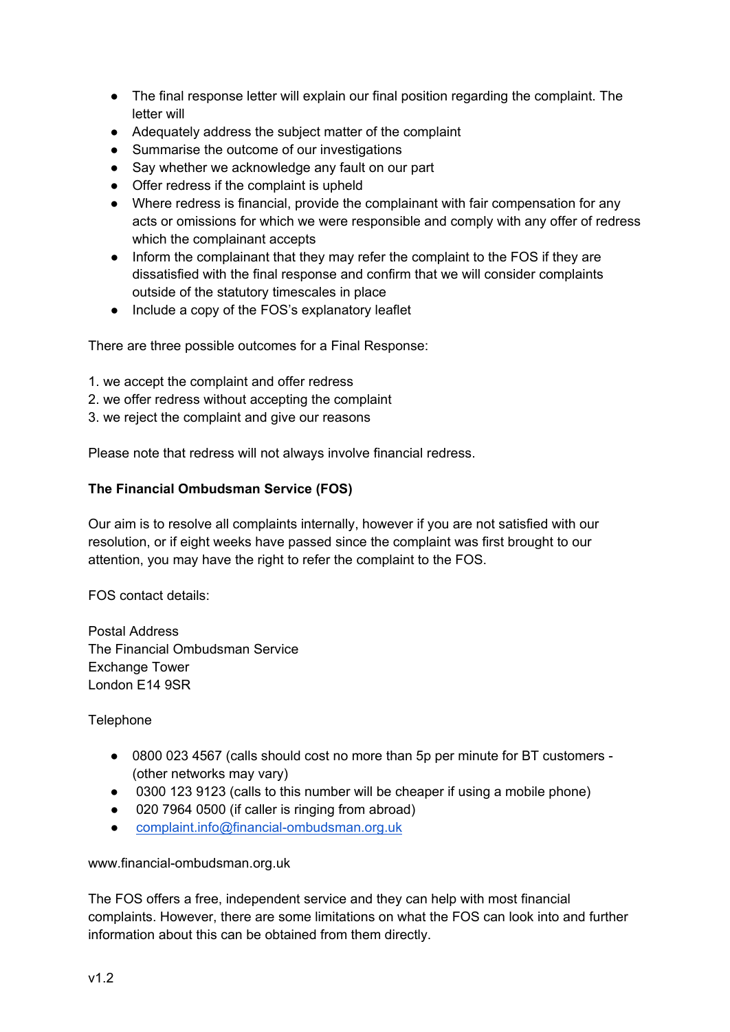- The final response letter will explain our final position regarding the complaint. The letter will
- Adequately address the subject matter of the complaint
- Summarise the outcome of our investigations
- Say whether we acknowledge any fault on our part
- Offer redress if the complaint is upheld
- Where redress is financial, provide the complainant with fair compensation for any acts or omissions for which we were responsible and comply with any offer of redress which the complainant accepts
- Inform the complainant that they may refer the complaint to the FOS if they are dissatisfied with the final response and confirm that we will consider complaints outside of the statutory timescales in place
- Include a copy of the FOS's explanatory leaflet

There are three possible outcomes for a Final Response:

1. we accept the complaint and offer redress
2. we offer redress without accepting the complaint
3. we reject the complaint and give our reasons

Please note that redress will not always involve financial redress.

**The Financial Ombudsman Service (FOS)**

Our aim is to resolve all complaints internally, however if you are not satisfied with our resolution, or if eight weeks have passed since the complaint was first brought to our attention, you may have the right to refer the complaint to the FOS.

FOS contact details:

Postal Address
The Financial Ombudsman Service
Exchange Tower
London E14 9SR

Telephone

- 0800 023 4567 (calls should cost no more than 5p per minute for BT customers - (other networks may vary)
- 0300 123 9123 (calls to this number will be cheaper if using a mobile phone)
- 020 7964 0500 (if caller is ringing from abroad)
- complaint.info@financial-ombudsman.org.uk

www.financial-ombudsman.org.uk

The FOS offers a free, independent service and they can help with most financial complaints. However, there are some limitations on what the FOS can look into and further information about this can be obtained from them directly.

v1.2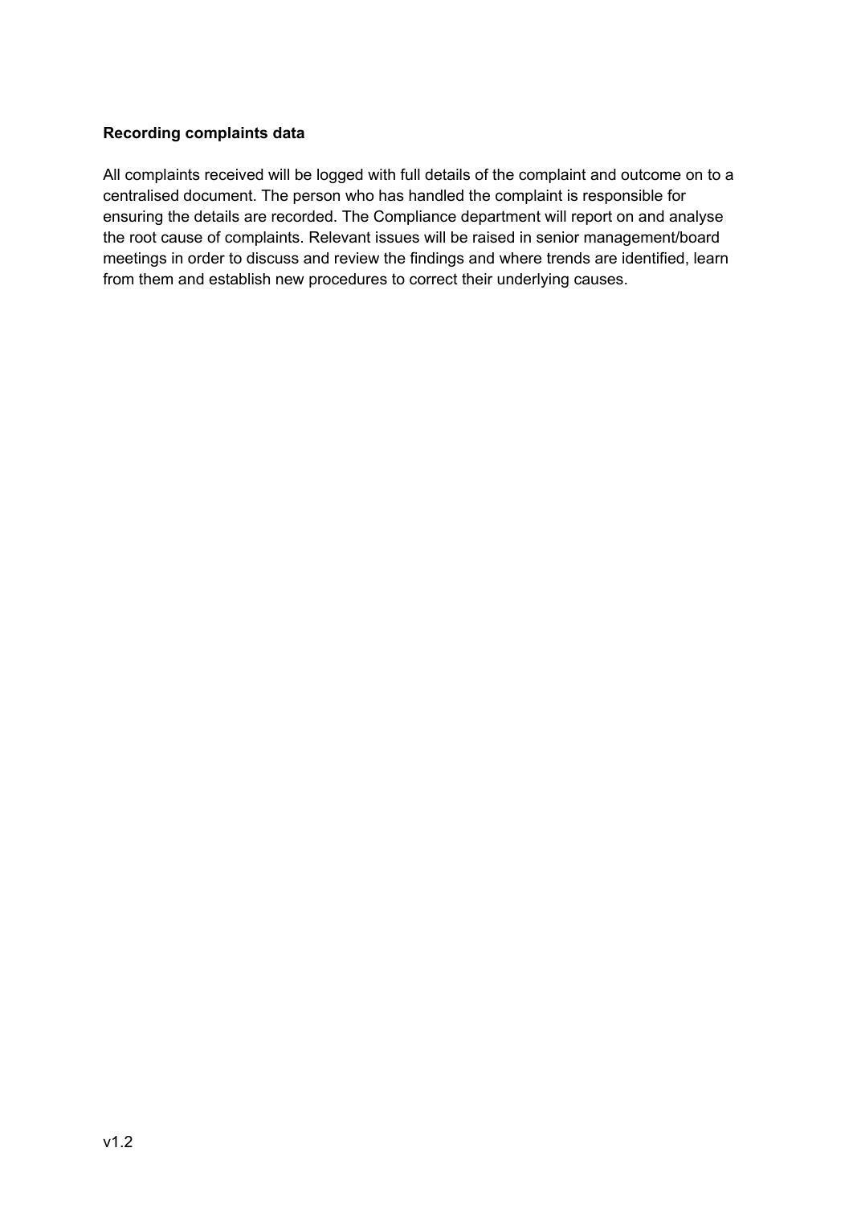**Recording complaints data**

All complaints received will be logged with full details of the complaint and outcome on to a centralised document. The person who has handled the complaint is responsible for ensuring the details are recorded. The Compliance department will report on and analyse the root cause of complaints. Relevant issues will be raised in senior management/board meetings in order to discuss and review the findings and where trends are identified, learn from them and establish new procedures to correct their underlying causes.

v1.2